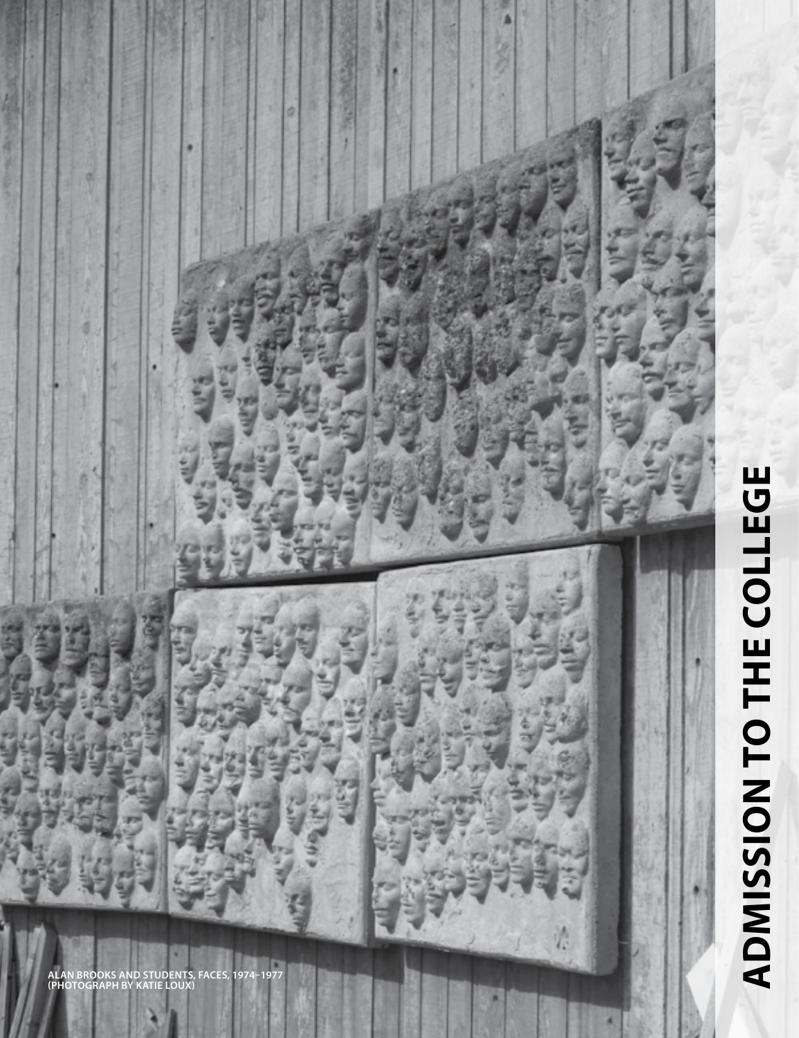# ADMISSION TO THE COLLEGE

ALAN BROOKS AND STUDENTS, FACES, 1974–1977
(PHOTOGRAPH BY KATIE LOUX)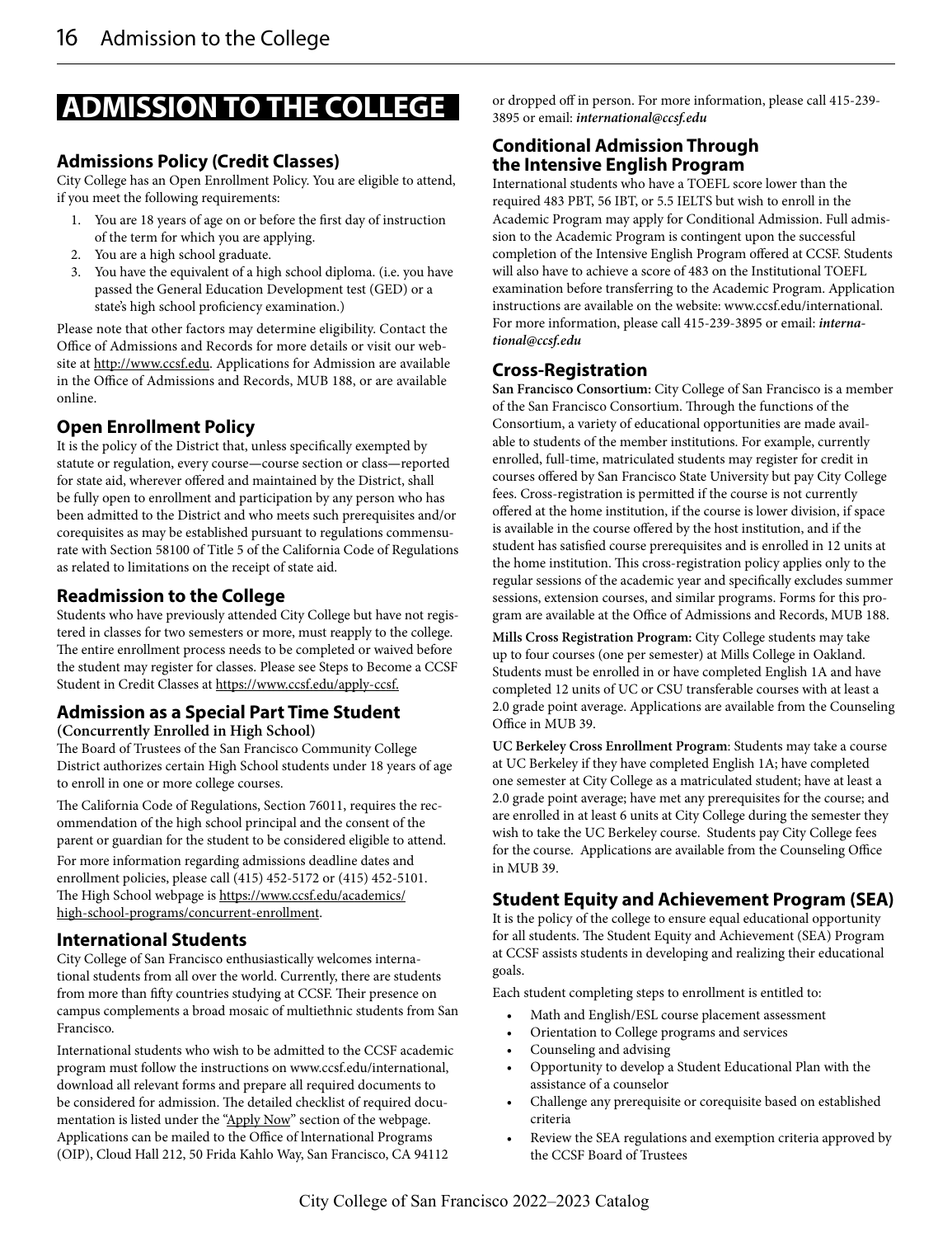# ADMISSION TO THE COLLEGE

## Admissions Policy (Credit Classes)

City College has an Open Enrollment Policy. You are eligible to attend, if you meet the following requirements:

1. You are 18 years of age on or before the first day of instruction of the term for which you are applying.
2. You are a high school graduate.
3. You have the equivalent of a high school diploma. (i.e. you have passed the General Education Development test (GED) or a state's high school proficiency examination.)

Please note that other factors may determine eligibility. Contact the Office of Admissions and Records for more details or visit our website at http://www.ccsf.edu. Applications for Admission are available in the Office of Admissions and Records, MUB 188, or are available online.

## Open Enrollment Policy

It is the policy of the District that, unless specifically exempted by statute or regulation, every course—course section or class—reported for state aid, wherever offered and maintained by the District, shall be fully open to enrollment and participation by any person who has been admitted to the District and who meets such prerequisites and/or corequisites as may be established pursuant to regulations commensurate with Section 58100 of Title 5 of the California Code of Regulations as related to limitations on the receipt of state aid.

## Readmission to the College

Students who have previously attended City College but have not registered in classes for two semesters or more, must reapply to the college. The entire enrollment process needs to be completed or waived before the student may register for classes. Please see Steps to Become a CCSF Student in Credit Classes at https://www.ccsf.edu/apply-ccsf.

## Admission as a Special Part Time Student

**(Concurrently Enrolled in High School)**

The Board of Trustees of the San Francisco Community College District authorizes certain High School students under 18 years of age to enroll in one or more college courses.

The California Code of Regulations, Section 76011, requires the recommendation of the high school principal and the consent of the parent or guardian for the student to be considered eligible to attend.

For more information regarding admissions deadline dates and enrollment policies, please call (415) 452-5172 or (415) 452-5101. The High School webpage is https://www.ccsf.edu/academics/high-school-programs/concurrent-enrollment.

## International Students

City College of San Francisco enthusiastically welcomes international students from all over the world. Currently, there are students from more than fifty countries studying at CCSF. Their presence on campus complements a broad mosaic of multiethnic students from San Francisco.

International students who wish to be admitted to the CCSF academic program must follow the instructions on www.ccsf.edu/international, download all relevant forms and prepare all required documents to be considered for admission. The detailed checklist of required documentation is listed under the "Apply Now" section of the webpage. Applications can be mailed to the Office of lnternational Programs (OIP), Cloud Hall 212, 50 Frida Kahlo Way, San Francisco, CA 94112 or dropped off in person. For more information, please call 415-239-3895 or email: ***international@ccsf.edu***

## Conditional Admission Through the Intensive English Program

International students who have a TOEFL score lower than the required 483 PBT, 56 IBT, or 5.5 IELTS but wish to enroll in the Academic Program may apply for Conditional Admission. Full admission to the Academic Program is contingent upon the successful completion of the Intensive English Program offered at CCSF. Students will also have to achieve a score of 483 on the Institutional TOEFL examination before transferring to the Academic Program. Application instructions are available on the website: www.ccsf.edu/international. For more information, please call 415-239-3895 or email: ***international@ccsf.edu***

## Cross-Registration

**San Francisco Consortium:** City College of San Francisco is a member of the San Francisco Consortium. Through the functions of the Consortium, a variety of educational opportunities are made available to students of the member institutions. For example, currently enrolled, full-time, matriculated students may register for credit in courses offered by San Francisco State University but pay City College fees. Cross-registration is permitted if the course is not currently offered at the home institution, if the course is lower division, if space is available in the course offered by the host institution, and if the student has satisfied course prerequisites and is enrolled in 12 units at the home institution. This cross-registration policy applies only to the regular sessions of the academic year and specifically excludes summer sessions, extension courses, and similar programs. Forms for this program are available at the Office of Admissions and Records, MUB 188.

**Mills Cross Registration Program:** City College students may take up to four courses (one per semester) at Mills College in Oakland. Students must be enrolled in or have completed English 1A and have completed 12 units of UC or CSU transferable courses with at least a 2.0 grade point average. Applications are available from the Counseling Office in MUB 39.

**UC Berkeley Cross Enrollment Program**: Students may take a course at UC Berkeley if they have completed English 1A; have completed one semester at City College as a matriculated student; have at least a 2.0 grade point average; have met any prerequisites for the course; and are enrolled in at least 6 units at City College during the semester they wish to take the UC Berkeley course. Students pay City College fees for the course. Applications are available from the Counseling Office in MUB 39.

## Student Equity and Achievement Program (SEA)

It is the policy of the college to ensure equal educational opportunity for all students. The Student Equity and Achievement (SEA) Program at CCSF assists students in developing and realizing their educational goals.

Each student completing steps to enrollment is entitled to:

- Math and English/ESL course placement assessment
- Orientation to College programs and services
- Counseling and advising
- Opportunity to develop a Student Educational Plan with the assistance of a counselor
- Challenge any prerequisite or corequisite based on established criteria
- Review the SEA regulations and exemption criteria approved by the CCSF Board of Trustees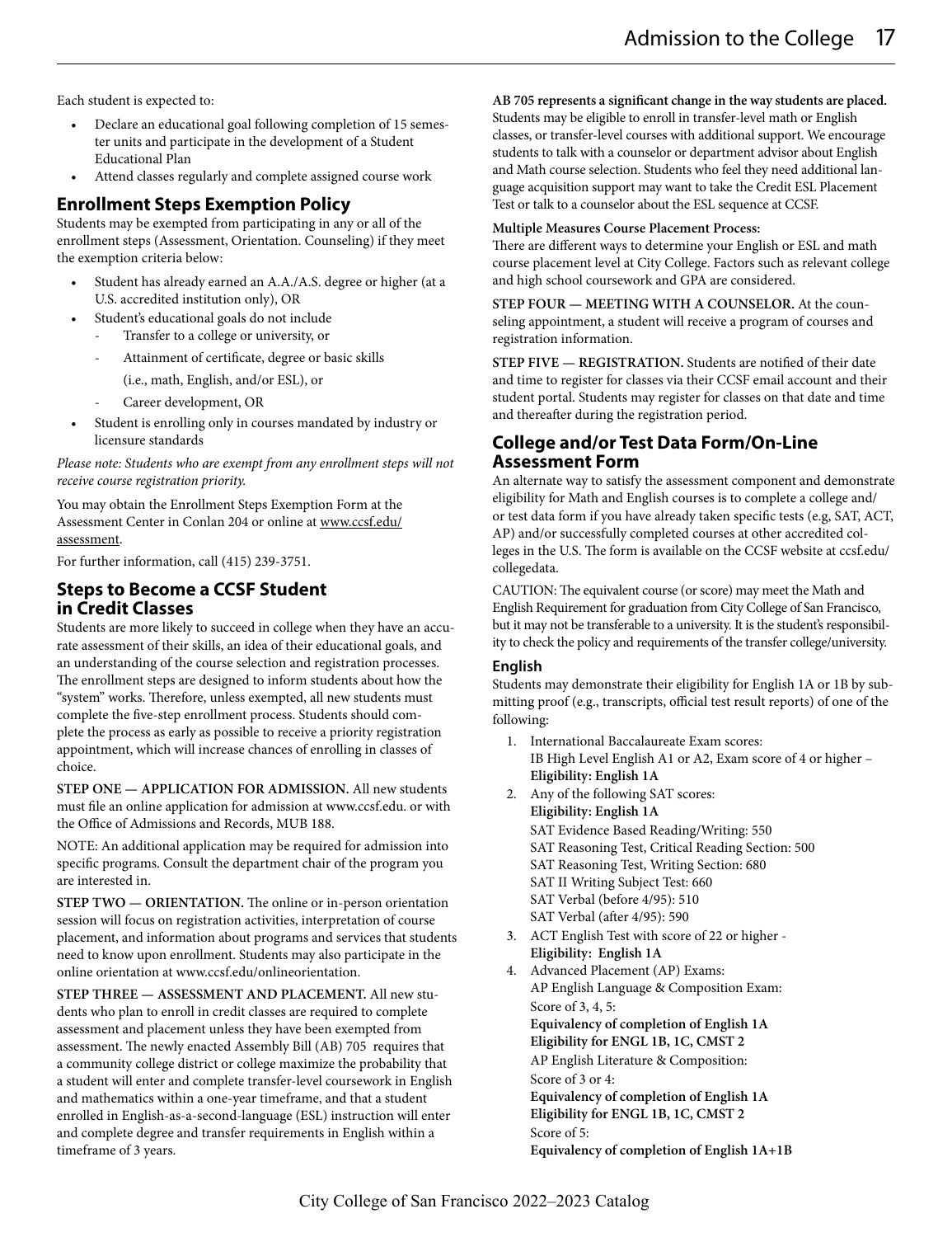Each student is expected to:

- Declare an educational goal following completion of 15 semester units and participate in the development of a Student Educational Plan
- Attend classes regularly and complete assigned course work

## Enrollment Steps Exemption Policy

Students may be exempted from participating in any or all of the enrollment steps (Assessment, Orientation. Counseling) if they meet the exemption criteria below:

- Student has already earned an A.A./A.S. degree or higher (at a U.S. accredited institution only), OR
- Student's educational goals do not include
  - Transfer to a college or university, or
  - Attainment of certificate, degree or basic skills (i.e., math, English, and/or ESL), or
  - Career development, OR
- Student is enrolling only in courses mandated by industry or licensure standards

*Please note: Students who are exempt from any enrollment steps will not receive course registration priority.*

You may obtain the Enrollment Steps Exemption Form at the Assessment Center in Conlan 204 or online at www.ccsf.edu/assessment.

For further information, call (415) 239-3751.

## Steps to Become a CCSF Student in Credit Classes

Students are more likely to succeed in college when they have an accurate assessment of their skills, an idea of their educational goals, and an understanding of the course selection and registration processes. The enrollment steps are designed to inform students about how the "system" works. Therefore, unless exempted, all new students must complete the five-step enrollment process. Students should complete the process as early as possible to receive a priority registration appointment, which will increase chances of enrolling in classes of choice.

**STEP ONE — APPLICATION FOR ADMISSION.** All new students must file an online application for admission at www.ccsf.edu. or with the Office of Admissions and Records, MUB 188.

NOTE: An additional application may be required for admission into specific programs. Consult the department chair of the program you are interested in.

**STEP TWO — ORIENTATION.** The online or in-person orientation session will focus on registration activities, interpretation of course placement, and information about programs and services that students need to know upon enrollment. Students may also participate in the online orientation at www.ccsf.edu/onlineorientation.

**STEP THREE — ASSESSMENT AND PLACEMENT.** All new students who plan to enroll in credit classes are required to complete assessment and placement unless they have been exempted from assessment. The newly enacted Assembly Bill (AB) 705 requires that a community college district or college maximize the probability that a student will enter and complete transfer-level coursework in English and mathematics within a one-year timeframe, and that a student enrolled in English-as-a-second-language (ESL) instruction will enter and complete degree and transfer requirements in English within a timeframe of 3 years.

**AB 705 represents a significant change in the way students are placed.** Students may be eligible to enroll in transfer-level math or English classes, or transfer-level courses with additional support. We encourage students to talk with a counselor or department advisor about English and Math course selection. Students who feel they need additional language acquisition support may want to take the Credit ESL Placement Test or talk to a counselor about the ESL sequence at CCSF.

**Multiple Measures Course Placement Process:**

There are different ways to determine your English or ESL and math course placement level at City College. Factors such as relevant college and high school coursework and GPA are considered.

**STEP FOUR — MEETING WITH A COUNSELOR.** At the counseling appointment, a student will receive a program of courses and registration information.

**STEP FIVE — REGISTRATION.** Students are notified of their date and time to register for classes via their CCSF email account and their student portal. Students may register for classes on that date and time and thereafter during the registration period.

## College and/or Test Data Form/On-Line Assessment Form

An alternate way to satisfy the assessment component and demonstrate eligibility for Math and English courses is to complete a college and/or test data form if you have already taken specific tests (e.g, SAT, ACT, AP) and/or successfully completed courses at other accredited colleges in the U.S. The form is available on the CCSF website at ccsf.edu/collegedata.

CAUTION: The equivalent course (or score) may meet the Math and English Requirement for graduation from City College of San Francisco, but it may not be transferable to a university. It is the student's responsibility to check the policy and requirements of the transfer college/university.

### English

Students may demonstrate their eligibility for English 1A or 1B by submitting proof (e.g., transcripts, official test result reports) of one of the following:

1. International Baccalaureate Exam scores:
   IB High Level English A1 or A2, Exam score of 4 or higher – **Eligibility: English 1A**
2. Any of the following SAT scores:
   **Eligibility: English 1A**
   SAT Evidence Based Reading/Writing: 550
   SAT Reasoning Test, Critical Reading Section: 500
   SAT Reasoning Test, Writing Section: 680
   SAT II Writing Subject Test: 660
   SAT Verbal (before 4/95): 510
   SAT Verbal (after 4/95): 590
3. ACT English Test with score of 22 or higher - **Eligibility: English 1A**
4. Advanced Placement (AP) Exams:
   AP English Language & Composition Exam:
   Score of 3, 4, 5:
   **Equivalency of completion of English 1A**
   **Eligibility for ENGL 1B, 1C, CMST 2**
   AP English Literature & Composition:
   Score of 3 or 4:
   **Equivalency of completion of English 1A**
   **Eligibility for ENGL 1B, 1C, CMST 2**
   Score of 5:
   **Equivalency of completion of English 1A+1B**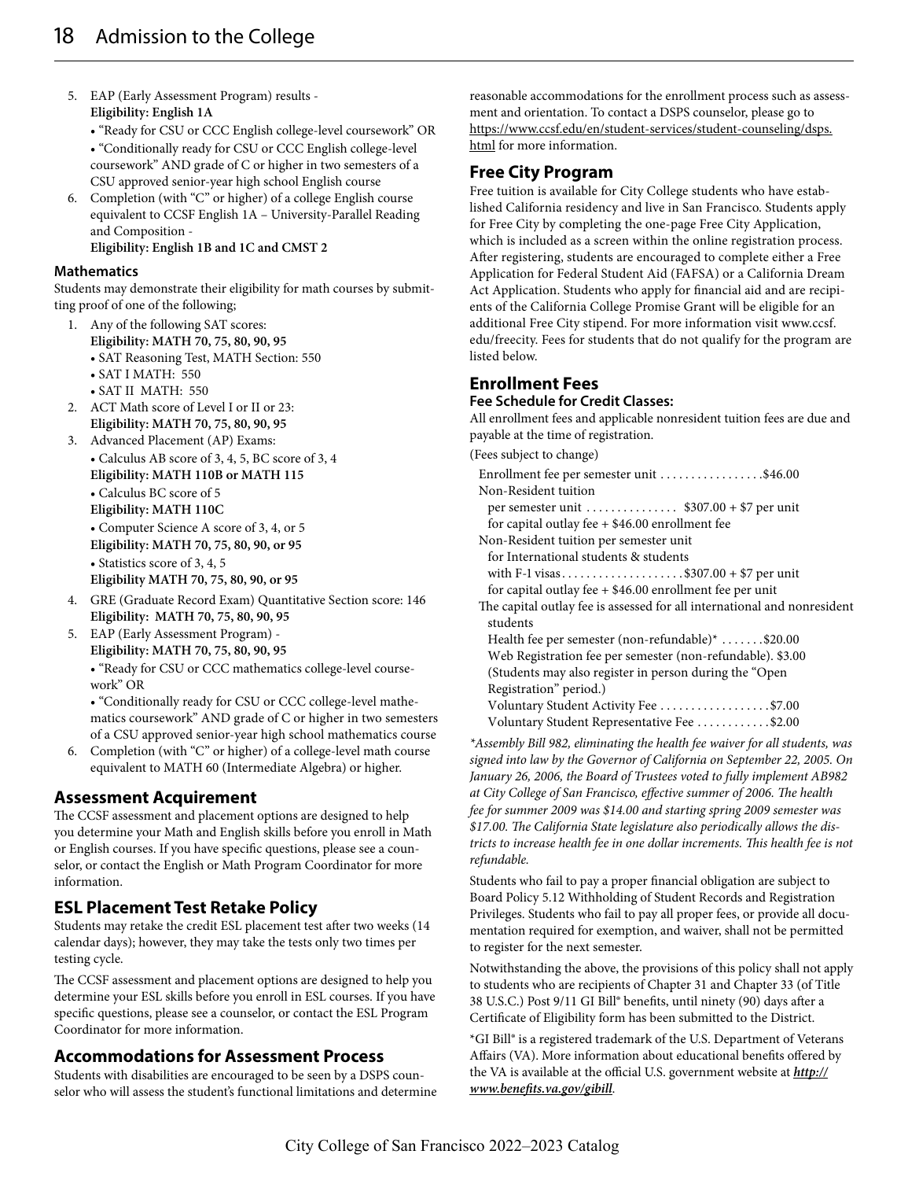5. EAP (Early Assessment Program) results -
   **Eligibility: English 1A**
   - "Ready for CSU or CCC English college-level coursework" OR
   - "Conditionally ready for CSU or CCC English college-level coursework" AND grade of C or higher in two semesters of a CSU approved senior-year high school English course
6. Completion (with "C" or higher) of a college English course equivalent to CCSF English 1A – University-Parallel Reading and Composition -
   **Eligibility: English 1B and 1C and CMST 2**

#### Mathematics

Students may demonstrate their eligibility for math courses by submitting proof of one of the following;

1. Any of the following SAT scores:
   **Eligibility: MATH 70, 75, 80, 90, 95**
   - SAT Reasoning Test, MATH Section: 550
   - SAT I MATH: 550
   - SAT II MATH: 550
2. ACT Math score of Level I or II or 23:
   **Eligibility: MATH 70, 75, 80, 90, 95**
3. Advanced Placement (AP) Exams:
   - Calculus AB score of 3, 4, 5, BC score of 3, 4
   **Eligibility: MATH 110B or MATH 115**
   - Calculus BC score of 5
   **Eligibility: MATH 110C**
   - Computer Science A score of 3, 4, or 5
   **Eligibility: MATH 70, 75, 80, 90, or 95**
   - Statistics score of 3, 4, 5
   **Eligibility MATH 70, 75, 80, 90, or 95**
4. GRE (Graduate Record Exam) Quantitative Section score: 146
   **Eligibility: MATH 70, 75, 80, 90, 95**
5. EAP (Early Assessment Program) -
   **Eligibility: MATH 70, 75, 80, 90, 95**
   - "Ready for CSU or CCC mathematics college-level coursework" OR
   - "Conditionally ready for CSU or CCC college-level mathematics coursework" AND grade of C or higher in two semesters of a CSU approved senior-year high school mathematics course
6. Completion (with "C" or higher) of a college-level math course equivalent to MATH 60 (Intermediate Algebra) or higher.

## Assessment Acquirement

The CCSF assessment and placement options are designed to help you determine your Math and English skills before you enroll in Math or English courses. If you have specific questions, please see a counselor, or contact the English or Math Program Coordinator for more information.

## ESL Placement Test Retake Policy

Students may retake the credit ESL placement test after two weeks (14 calendar days); however, they may take the tests only two times per testing cycle.

The CCSF assessment and placement options are designed to help you determine your ESL skills before you enroll in ESL courses. If you have specific questions, please see a counselor, or contact the ESL Program Coordinator for more information.

## Accommodations for Assessment Process

Students with disabilities are encouraged to be seen by a DSPS counselor who will assess the student's functional limitations and determine reasonable accommodations for the enrollment process such as assessment and orientation. To contact a DSPS counselor, please go to https://www.ccsf.edu/en/student-services/student-counseling/dsps.html for more information.

## Free City Program

Free tuition is available for City College students who have established California residency and live in San Francisco. Students apply for Free City by completing the one-page Free City Application, which is included as a screen within the online registration process. After registering, students are encouraged to complete either a Free Application for Federal Student Aid (FAFSA) or a California Dream Act Application. Students who apply for financial aid and are recipients of the California College Promise Grant will be eligible for an additional Free City stipend. For more information visit www.ccsf.edu/freecity. Fees for students that do not qualify for the program are listed below.

## Enrollment Fees

#### Fee Schedule for Credit Classes:

All enrollment fees and applicable nonresident tuition fees are due and payable at the time of registration.

(Fees subject to change)

Enrollment fee per semester unit . . . . . . . . . . . . . . . . .$46.00
Non-Resident tuition
per semester unit . . . . . . . . . . . . . . . $307.00 + $7 per unit
for capital outlay fee + $46.00 enrollment fee
Non-Resident tuition per semester unit
for International students & students
with F-1 visas . . . . . . . . . . . . . . . . . . . .$307.00 + $7 per unit
for capital outlay fee + $46.00 enrollment fee per unit
The capital outlay fee is assessed for all international and nonresident students
Health fee per semester (non-refundable)* . . . . . . .$20.00
Web Registration fee per semester (non-refundable). $3.00
(Students may also register in person during the "Open Registration" period.)
Voluntary Student Activity Fee . . . . . . . . . . . . . . . . . .$7.00
Voluntary Student Representative Fee . . . . . . . . . . . .$2.00

*\*Assembly Bill 982, eliminating the health fee waiver for all students, was signed into law by the Governor of California on September 22, 2005. On January 26, 2006, the Board of Trustees voted to fully implement AB982 at City College of San Francisco, effective summer of 2006. The health fee for summer 2009 was $14.00 and starting spring 2009 semester was $17.00. The California State legislature also periodically allows the districts to increase health fee in one dollar increments. This health fee is not refundable.*

Students who fail to pay a proper financial obligation are subject to Board Policy 5.12 Withholding of Student Records and Registration Privileges. Students who fail to pay all proper fees, or provide all documentation required for exemption, and waiver, shall not be permitted to register for the next semester.

Notwithstanding the above, the provisions of this policy shall not apply to students who are recipients of Chapter 31 and Chapter 33 (of Title 38 U.S.C.) Post 9/11 GI Bill® benefits, until ninety (90) days after a Certificate of Eligibility form has been submitted to the District.

*GI Bill® is a registered trademark of the U.S. Department of Veterans Affairs (VA). More information about educational benefits offered by the VA is available at the official U.S. government website at ***http://www.benefits.va.gov/gibill***.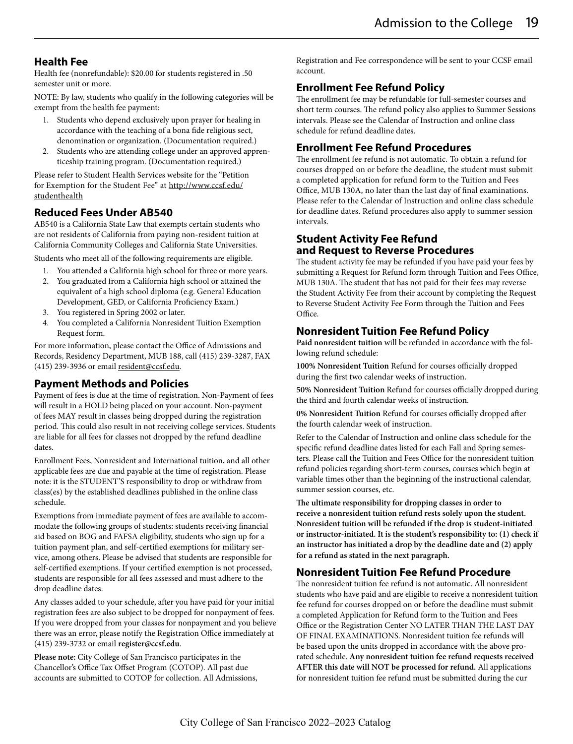## Health Fee

Health fee (nonrefundable): $20.00 for students registered in .50 semester unit or more.

NOTE: By law, students who qualify in the following categories will be exempt from the health fee payment:

1. Students who depend exclusively upon prayer for healing in accordance with the teaching of a bona fide religious sect, denomination or organization. (Documentation required.)
2. Students who are attending college under an approved apprenticeship training program. (Documentation required.)

Please refer to Student Health Services website for the "Petition for Exemption for the Student Fee" at http://www.ccsf.edu/studenthealth

## Reduced Fees Under AB540

AB540 is a California State Law that exempts certain students who are not residents of California from paying non-resident tuition at California Community Colleges and California State Universities.

Students who meet all of the following requirements are eligible.

1. You attended a California high school for three or more years.
2. You graduated from a California high school or attained the equivalent of a high school diploma (e.g. General Education Development, GED, or California Proficiency Exam.)
3. You registered in Spring 2002 or later.
4. You completed a California Nonresident Tuition Exemption Request form.

For more information, please contact the Office of Admissions and Records, Residency Department, MUB 188, call (415) 239-3287, FAX (415) 239-3936 or email resident@ccsf.edu.

## Payment Methods and Policies

Payment of fees is due at the time of registration. Non-Payment of fees will result in a HOLD being placed on your account. Non-payment of fees MAY result in classes being dropped during the registration period. This could also result in not receiving college services. Students are liable for all fees for classes not dropped by the refund deadline dates.

Enrollment Fees, Nonresident and International tuition, and all other applicable fees are due and payable at the time of registration. Please note: it is the STUDENT'S responsibility to drop or withdraw from class(es) by the established deadlines published in the online class schedule.

Exemptions from immediate payment of fees are available to accommodate the following groups of students: students receiving financial aid based on BOG and FAFSA eligibility, students who sign up for a tuition payment plan, and self-certified exemptions for military service, among others. Please be advised that students are responsible for self-certified exemptions. If your certified exemption is not processed, students are responsible for all fees assessed and must adhere to the drop deadline dates.

Any classes added to your schedule, after you have paid for your initial registration fees are also subject to be dropped for nonpayment of fees. If you were dropped from your classes for nonpayment and you believe there was an error, please notify the Registration Office immediately at (415) 239-3732 or email **register@ccsf.edu**.

**Please note:** City College of San Francisco participates in the Chancellor's Office Tax Offset Program (COTOP). All past due accounts are submitted to COTOP for collection. All Admissions, Registration and Fee correspondence will be sent to your CCSF email account.

## Enrollment Fee Refund Policy

The enrollment fee may be refundable for full-semester courses and short term courses. The refund policy also applies to Summer Sessions intervals. Please see the Calendar of Instruction and online class schedule for refund deadline dates.

## Enrollment Fee Refund Procedures

The enrollment fee refund is not automatic. To obtain a refund for courses dropped on or before the deadline, the student must submit a completed application for refund form to the Tuition and Fees Office, MUB 130A, no later than the last day of final examinations. Please refer to the Calendar of Instruction and online class schedule for deadline dates. Refund procedures also apply to summer session intervals.

## Student Activity Fee Refund and Request to Reverse Procedures

The student activity fee may be refunded if you have paid your fees by submitting a Request for Refund form through Tuition and Fees Office, MUB 130A. The student that has not paid for their fees may reverse the Student Activity Fee from their account by completing the Request to Reverse Student Activity Fee Form through the Tuition and Fees Office.

## Nonresident Tuition Fee Refund Policy

**Paid nonresident tuition** will be refunded in accordance with the following refund schedule:

**100% Nonresident Tuition** Refund for courses officially dropped during the first two calendar weeks of instruction.

**50% Nonresident Tuition** Refund for courses officially dropped during the third and fourth calendar weeks of instruction.

**0% Nonresident Tuition** Refund for courses officially dropped after the fourth calendar week of instruction.

Refer to the Calendar of Instruction and online class schedule for the specific refund deadline dates listed for each Fall and Spring semesters. Please call the Tuition and Fees Office for the nonresident tuition refund policies regarding short-term courses, courses which begin at variable times other than the beginning of the instructional calendar, summer session courses, etc.

**The ultimate responsibility for dropping classes in order to receive a nonresident tuition refund rests solely upon the student. Nonresident tuition will be refunded if the drop is student-initiated or instructor-initiated. It is the student's responsibility to: (1) check if an instructor has initiated a drop by the deadline date and (2) apply for a refund as stated in the next paragraph.**

## Nonresident Tuition Fee Refund Procedure

The nonresident tuition fee refund is not automatic. All nonresident students who have paid and are eligible to receive a nonresident tuition fee refund for courses dropped on or before the deadline must submit a completed Application for Refund form to the Tuition and Fees Office or the Registration Center NO LATER THAN THE LAST DAY OF FINAL EXAMINATIONS. Nonresident tuition fee refunds will be based upon the units dropped in accordance with the above prorated schedule. **Any nonresident tuition fee refund requests received AFTER this date will NOT be processed for refund.** All applications for nonresident tuition fee refund must be submitted during the cur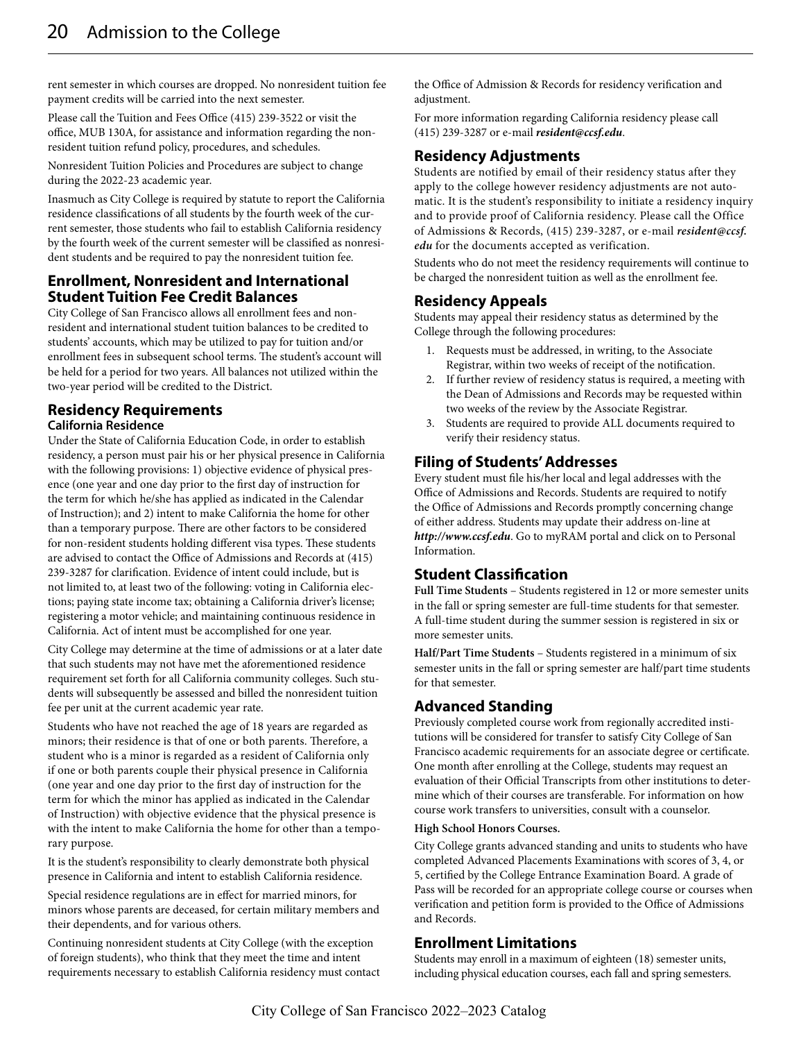rent semester in which courses are dropped. No nonresident tuition fee payment credits will be carried into the next semester.

Please call the Tuition and Fees Office (415) 239-3522 or visit the office, MUB 130A, for assistance and information regarding the nonresident tuition refund policy, procedures, and schedules.

Nonresident Tuition Policies and Procedures are subject to change during the 2022-23 academic year.

Inasmuch as City College is required by statute to report the California residence classifications of all students by the fourth week of the current semester, those students who fail to establish California residency by the fourth week of the current semester will be classified as nonresident students and be required to pay the nonresident tuition fee.

## Enrollment, Nonresident and International Student Tuition Fee Credit Balances

City College of San Francisco allows all enrollment fees and nonresident and international student tuition balances to be credited to students' accounts, which may be utilized to pay for tuition and/or enrollment fees in subsequent school terms. The student's account will be held for a period for two years. All balances not utilized within the two-year period will be credited to the District.

## Residency Requirements

### California Residence

Under the State of California Education Code, in order to establish residency, a person must pair his or her physical presence in California with the following provisions: 1) objective evidence of physical presence (one year and one day prior to the first day of instruction for the term for which he/she has applied as indicated in the Calendar of Instruction); and 2) intent to make California the home for other than a temporary purpose. There are other factors to be considered for non-resident students holding different visa types. These students are advised to contact the Office of Admissions and Records at (415) 239-3287 for clarification. Evidence of intent could include, but is not limited to, at least two of the following: voting in California elections; paying state income tax; obtaining a California driver's license; registering a motor vehicle; and maintaining continuous residence in California. Act of intent must be accomplished for one year.

City College may determine at the time of admissions or at a later date that such students may not have met the aforementioned residence requirement set forth for all California community colleges. Such students will subsequently be assessed and billed the nonresident tuition fee per unit at the current academic year rate.

Students who have not reached the age of 18 years are regarded as minors; their residence is that of one or both parents. Therefore, a student who is a minor is regarded as a resident of California only if one or both parents couple their physical presence in California (one year and one day prior to the first day of instruction for the term for which the minor has applied as indicated in the Calendar of Instruction) with objective evidence that the physical presence is with the intent to make California the home for other than a temporary purpose.

It is the student's responsibility to clearly demonstrate both physical presence in California and intent to establish California residence.

Special residence regulations are in effect for married minors, for minors whose parents are deceased, for certain military members and their dependents, and for various others.

Continuing nonresident students at City College (with the exception of foreign students), who think that they meet the time and intent requirements necessary to establish California residency must contact the Office of Admission & Records for residency verification and adjustment.

For more information regarding California residency please call (415) 239-3287 or e-mail ***resident@ccsf.edu***.

## Residency Adjustments

Students are notified by email of their residency status after they apply to the college however residency adjustments are not automatic. It is the student's responsibility to initiate a residency inquiry and to provide proof of California residency. Please call the Office of Admissions & Records, (415) 239-3287, or e-mail ***resident@ccsf.edu*** for the documents accepted as verification.

Students who do not meet the residency requirements will continue to be charged the nonresident tuition as well as the enrollment fee.

## Residency Appeals

Students may appeal their residency status as determined by the College through the following procedures:

1. Requests must be addressed, in writing, to the Associate Registrar, within two weeks of receipt of the notification.
2. If further review of residency status is required, a meeting with the Dean of Admissions and Records may be requested within two weeks of the review by the Associate Registrar.
3. Students are required to provide ALL documents required to verify their residency status.

## Filing of Students' Addresses

Every student must file his/her local and legal addresses with the Office of Admissions and Records. Students are required to notify the Office of Admissions and Records promptly concerning change of either address. Students may update their address on-line at ***http://www.ccsf.edu***. Go to myRAM portal and click on to Personal Information.

## Student Classification

**Full Time Students** – Students registered in 12 or more semester units in the fall or spring semester are full-time students for that semester. A full-time student during the summer session is registered in six or more semester units.

**Half/Part Time Students** – Students registered in a minimum of six semester units in the fall or spring semester are half/part time students for that semester.

## Advanced Standing

Previously completed course work from regionally accredited institutions will be considered for transfer to satisfy City College of San Francisco academic requirements for an associate degree or certificate. One month after enrolling at the College, students may request an evaluation of their Official Transcripts from other institutions to determine which of their courses are transferable. For information on how course work transfers to universities, consult with a counselor.

**High School Honors Courses.**

City College grants advanced standing and units to students who have completed Advanced Placements Examinations with scores of 3, 4, or 5, certified by the College Entrance Examination Board. A grade of Pass will be recorded for an appropriate college course or courses when verification and petition form is provided to the Office of Admissions and Records.

## Enrollment Limitations

Students may enroll in a maximum of eighteen (18) semester units, including physical education courses, each fall and spring semesters.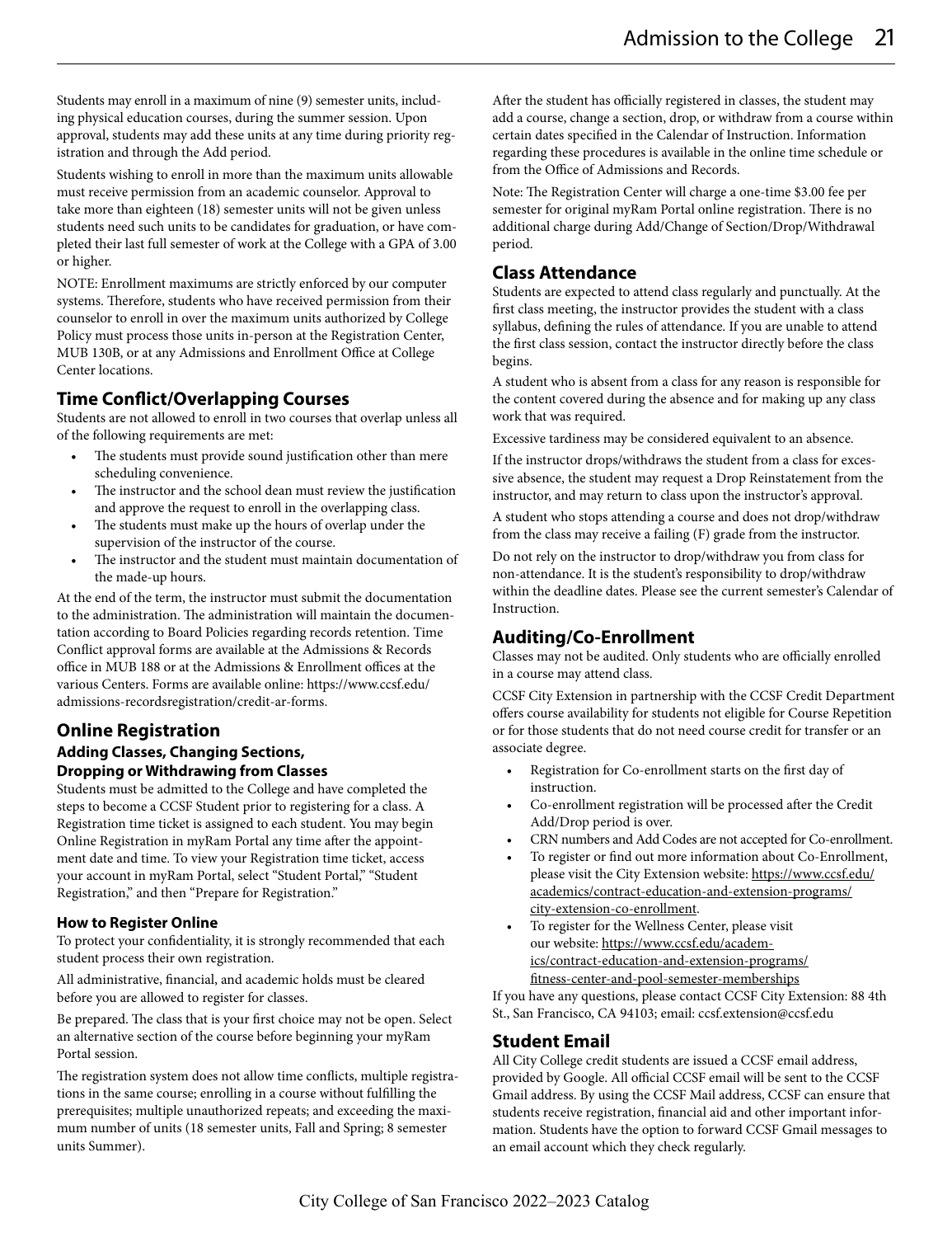Students may enroll in a maximum of nine (9) semester units, including physical education courses, during the summer session. Upon approval, students may add these units at any time during priority registration and through the Add period.

Students wishing to enroll in more than the maximum units allowable must receive permission from an academic counselor. Approval to take more than eighteen (18) semester units will not be given unless students need such units to be candidates for graduation, or have completed their last full semester of work at the College with a GPA of 3.00 or higher.

NOTE: Enrollment maximums are strictly enforced by our computer systems. Therefore, students who have received permission from their counselor to enroll in over the maximum units authorized by College Policy must process those units in-person at the Registration Center, MUB 130B, or at any Admissions and Enrollment Office at College Center locations.

## Time Conflict/Overlapping Courses

Students are not allowed to enroll in two courses that overlap unless all of the following requirements are met:

- The students must provide sound justification other than mere scheduling convenience.
- The instructor and the school dean must review the justification and approve the request to enroll in the overlapping class.
- The students must make up the hours of overlap under the supervision of the instructor of the course.
- The instructor and the student must maintain documentation of the made-up hours.

At the end of the term, the instructor must submit the documentation to the administration. The administration will maintain the documentation according to Board Policies regarding records retention. Time Conflict approval forms are available at the Admissions & Records office in MUB 188 or at the Admissions & Enrollment offices at the various Centers. Forms are available online: https://www.ccsf.edu/admissions-recordsregistration/credit-ar-forms.

## Online Registration

### Adding Classes, Changing Sections, Dropping or Withdrawing from Classes

Students must be admitted to the College and have completed the steps to become a CCSF Student prior to registering for a class. A Registration time ticket is assigned to each student. You may begin Online Registration in myRam Portal any time after the appointment date and time. To view your Registration time ticket, access your account in myRam Portal, select "Student Portal," "Student Registration," and then "Prepare for Registration."

#### How to Register Online

To protect your confidentiality, it is strongly recommended that each student process their own registration.

All administrative, financial, and academic holds must be cleared before you are allowed to register for classes.

Be prepared. The class that is your first choice may not be open. Select an alternative section of the course before beginning your myRam Portal session.

The registration system does not allow time conflicts, multiple registrations in the same course; enrolling in a course without fulfilling the prerequisites; multiple unauthorized repeats; and exceeding the maximum number of units (18 semester units, Fall and Spring; 8 semester units Summer).

After the student has officially registered in classes, the student may add a course, change a section, drop, or withdraw from a course within certain dates specified in the Calendar of Instruction. Information regarding these procedures is available in the online time schedule or from the Office of Admissions and Records.

Note: The Registration Center will charge a one-time $3.00 fee per semester for original myRam Portal online registration. There is no additional charge during Add/Change of Section/Drop/Withdrawal period.

## Class Attendance

Students are expected to attend class regularly and punctually. At the first class meeting, the instructor provides the student with a class syllabus, defining the rules of attendance. If you are unable to attend the first class session, contact the instructor directly before the class begins.

A student who is absent from a class for any reason is responsible for the content covered during the absence and for making up any class work that was required.

Excessive tardiness may be considered equivalent to an absence.

If the instructor drops/withdraws the student from a class for excessive absence, the student may request a Drop Reinstatement from the instructor, and may return to class upon the instructor's approval.

A student who stops attending a course and does not drop/withdraw from the class may receive a failing (F) grade from the instructor.

Do not rely on the instructor to drop/withdraw you from class for non-attendance. It is the student's responsibility to drop/withdraw within the deadline dates. Please see the current semester's Calendar of Instruction.

## Auditing/Co-Enrollment

Classes may not be audited. Only students who are officially enrolled in a course may attend class.

CCSF City Extension in partnership with the CCSF Credit Department offers course availability for students not eligible for Course Repetition or for those students that do not need course credit for transfer or an associate degree.

- Registration for Co-enrollment starts on the first day of instruction.
- Co-enrollment registration will be processed after the Credit Add/Drop period is over.
- CRN numbers and Add Codes are not accepted for Co-enrollment.
- To register or find out more information about Co-Enrollment, please visit the City Extension website: https://www.ccsf.edu/academics/contract-education-and-extension-programs/city-extension-co-enrollment.
- To register for the Wellness Center, please visit our website: https://www.ccsf.edu/academics/contract-education-and-extension-programs/fitness-center-and-pool-semester-memberships

If you have any questions, please contact CCSF City Extension: 88 4th St., San Francisco, CA 94103; email: ccsf.extension@ccsf.edu

## Student Email

All City College credit students are issued a CCSF email address, provided by Google. All official CCSF email will be sent to the CCSF Gmail address. By using the CCSF Mail address, CCSF can ensure that students receive registration, financial aid and other important information. Students have the option to forward CCSF Gmail messages to an email account which they check regularly.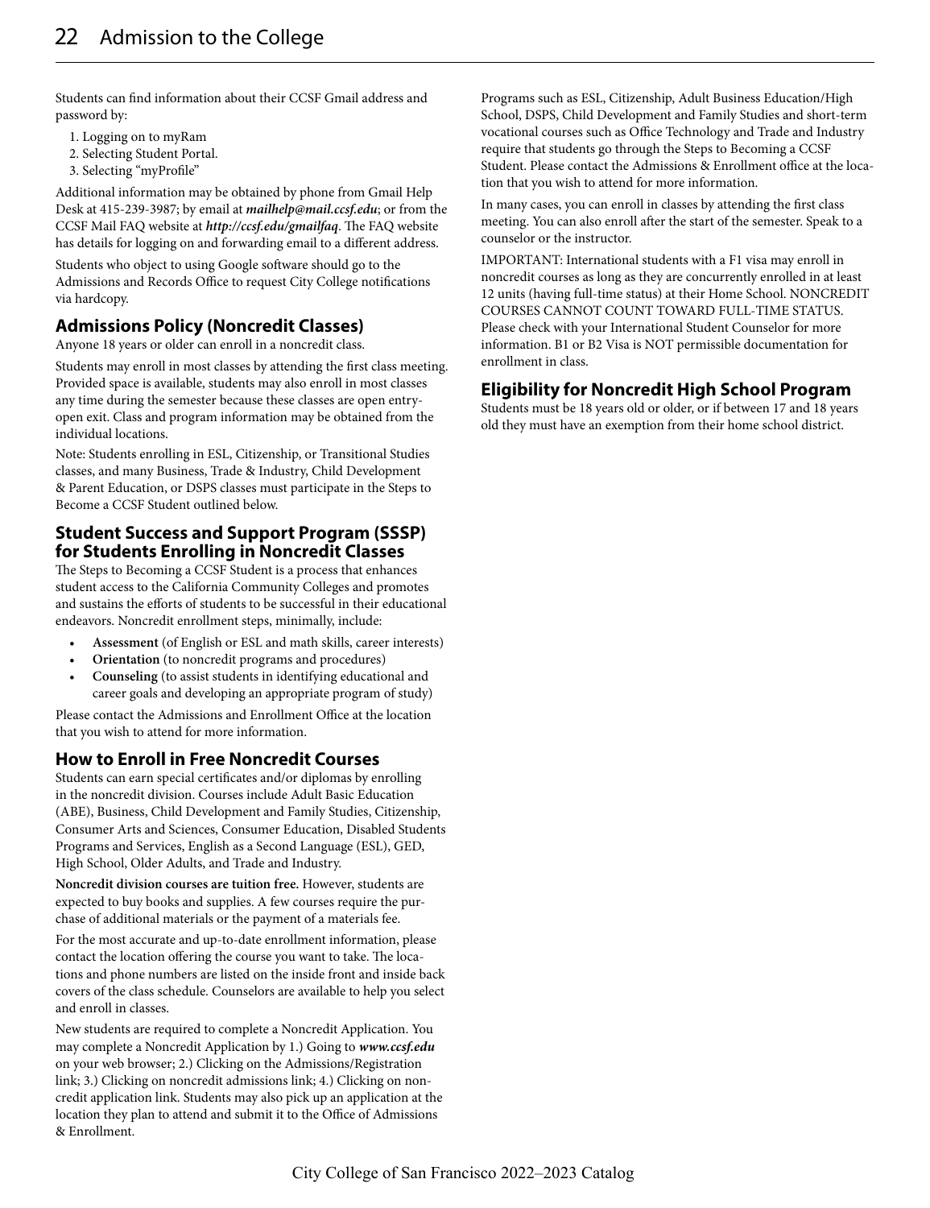Students can find information about their CCSF Gmail address and password by:

1. Logging on to myRam
2. Selecting Student Portal.
3. Selecting "myProfile"

Additional information may be obtained by phone from Gmail Help Desk at 415-239-3987; by email at ***mailhelp@mail.ccsf.edu***; or from the CCSF Mail FAQ website at ***http://ccsf.edu/gmailfaq***. The FAQ website has details for logging on and forwarding email to a different address.

Students who object to using Google software should go to the Admissions and Records Office to request City College notifications via hardcopy.

## Admissions Policy (Noncredit Classes)

Anyone 18 years or older can enroll in a noncredit class.

Students may enroll in most classes by attending the first class meeting. Provided space is available, students may also enroll in most classes any time during the semester because these classes are open entry-open exit. Class and program information may be obtained from the individual locations.

Note: Students enrolling in ESL, Citizenship, or Transitional Studies classes, and many Business, Trade & Industry, Child Development & Parent Education, or DSPS classes must participate in the Steps to Become a CCSF Student outlined below.

## Student Success and Support Program (SSSP) for Students Enrolling in Noncredit Classes

The Steps to Becoming a CCSF Student is a process that enhances student access to the California Community Colleges and promotes and sustains the efforts of students to be successful in their educational endeavors. Noncredit enrollment steps, minimally, include:

- **Assessment** (of English or ESL and math skills, career interests)
- **Orientation** (to noncredit programs and procedures)
- **Counseling** (to assist students in identifying educational and career goals and developing an appropriate program of study)

Please contact the Admissions and Enrollment Office at the location that you wish to attend for more information.

## How to Enroll in Free Noncredit Courses

Students can earn special certificates and/or diplomas by enrolling in the noncredit division. Courses include Adult Basic Education (ABE), Business, Child Development and Family Studies, Citizenship, Consumer Arts and Sciences, Consumer Education, Disabled Students Programs and Services, English as a Second Language (ESL), GED, High School, Older Adults, and Trade and Industry.

**Noncredit division courses are tuition free.** However, students are expected to buy books and supplies. A few courses require the purchase of additional materials or the payment of a materials fee.

For the most accurate and up-to-date enrollment information, please contact the location offering the course you want to take. The locations and phone numbers are listed on the inside front and inside back covers of the class schedule. Counselors are available to help you select and enroll in classes.

New students are required to complete a Noncredit Application. You may complete a Noncredit Application by 1.) Going to ***www.ccsf.edu*** on your web browser; 2.) Clicking on the Admissions/Registration link; 3.) Clicking on noncredit admissions link; 4.) Clicking on noncredit application link. Students may also pick up an application at the location they plan to attend and submit it to the Office of Admissions & Enrollment.

Programs such as ESL, Citizenship, Adult Business Education/High School, DSPS, Child Development and Family Studies and short-term vocational courses such as Office Technology and Trade and Industry require that students go through the Steps to Becoming a CCSF Student. Please contact the Admissions & Enrollment office at the location that you wish to attend for more information.

In many cases, you can enroll in classes by attending the first class meeting. You can also enroll after the start of the semester. Speak to a counselor or the instructor.

IMPORTANT: International students with a F1 visa may enroll in noncredit courses as long as they are concurrently enrolled in at least 12 units (having full-time status) at their Home School. NONCREDIT COURSES CANNOT COUNT TOWARD FULL-TIME STATUS. Please check with your International Student Counselor for more information. B1 or B2 Visa is NOT permissible documentation for enrollment in class.

## Eligibility for Noncredit High School Program

Students must be 18 years old or older, or if between 17 and 18 years old they must have an exemption from their home school district.